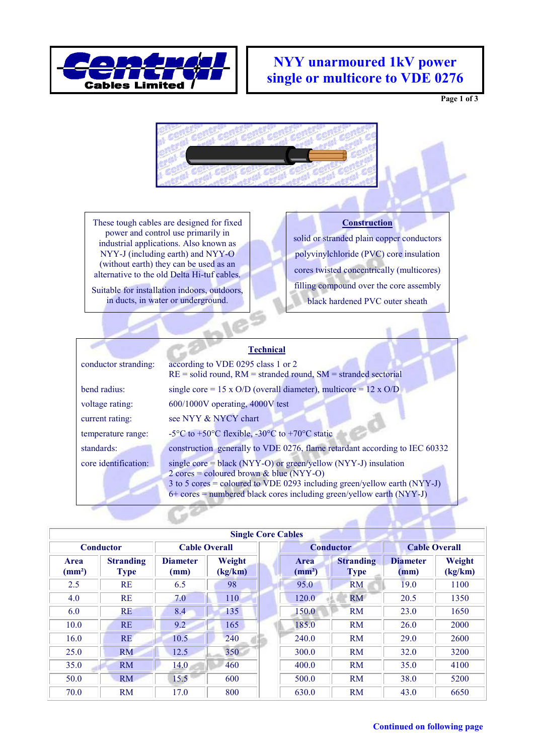Central Cables Limited

# NYY unarmoured 1kV power single or multicore to VDE 0276

These tough cables are designed for fixed power and control use primarily in industrial applications. Also known as NYY-J (including earth) and NYY-O (without earth) they can be used as an alternative to the old Delta Hi-tuf cables.

Suitable for installation indoors, outdoors, in ducts, in water or underground.

## Construction

solid or stranded plain copper conductors

polyvinylchloride (PVC) core insulation

cores twisted concentrically (multicores)

filling compound over the core assembly

black hardened PVC outer sheath

## Technical

| | |
|---|---|
| conductor stranding: | according to VDE 0295 class 1 or 2<br>RE = solid round, RM = stranded round, SM = stranded sectorial |
| bend radius: | single core = 15 x O/D (overall diameter), multicore = 12 x O/D |
| voltage rating: | 600/1000V operating, 4000V test |
| current rating: | see NYY & NYCY chart |
| temperature range: | -5°C to +50°C flexible, -30°C to +70°C static |
| standards: | construction generally to VDE 0276, flame retardant according to IEC 60332 |
| core identification: | single core = black (NYY-O) or green/yellow (NYY-J) insulation<br>2 cores = coloured brown & blue (NYY-O)<br>3 to 5 cores = coloured to VDE 0293 including green/yellow earth (NYY-J)<br>6+ cores = numbered black cores including green/yellow earth (NYY-J) |

## Single Core Cables

| Conductor | | Cable Overall | | Conductor | | Cable Overall | |
|---|---|---|---|---|---|---|---|
| Area (mm²) | Stranding Type | Diameter (mm) | Weight (kg/km) | Area (mm²) | Stranding Type | Diameter (mm) | Weight (kg/km) |
| 2.5 | RE | 6.5 | 98 | 95.0 | RM | 19.0 | 1100 |
| 4.0 | RE | 7.0 | 110 | 120.0 | RM | 20.5 | 1350 |
| 6.0 | RE | 8.4 | 135 | 150.0 | RM | 23.0 | 1650 |
| 10.0 | RE | 9.2 | 165 | 185.0 | RM | 26.0 | 2000 |
| 16.0 | RE | 10.5 | 240 | 240.0 | RM | 29.0 | 2600 |
| 25.0 | RM | 12.5 | 350 | 300.0 | RM | 32.0 | 3200 |
| 35.0 | RM | 14.0 | 460 | 400.0 | RM | 35.0 | 4100 |
| 50.0 | RM | 15.5 | 600 | 500.0 | RM | 38.0 | 5200 |
| 70.0 | RM | 17.0 | 800 | 630.0 | RM | 43.0 | 6650 |

Continued on following page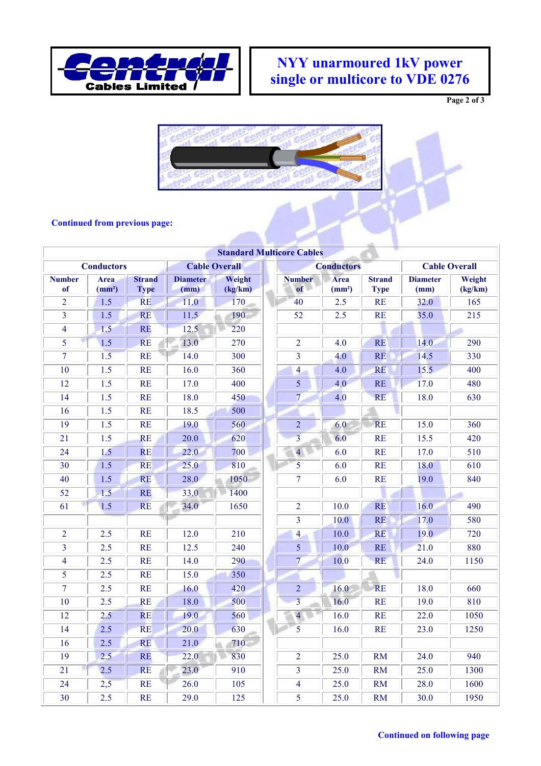# NYY unarmoured 1kV power single or multicore to VDE 0276

**Continued from previous page:**

| Standard Multicore Cables | | | | | | | | | |
|---|---|---|---|---|---|---|---|---|---|
| **Conductors** | | | **Cable Overall** | | **Conductors** | | | **Cable Overall** | |
| **Number of** | **Area (mm²)** | **Strand Type** | **Diameter (mm)** | **Weight (kg/km)** | **Number of** | **Area (mm²)** | **Strand Type** | **Diameter (mm)** | **Weight (kg/km)** |
| 2 | 1.5 | RE | 11.0 | 170 | 40 | 2.5 | RE | 32.0 | 165 |
| 3 | 1.5 | RE | 11.5 | 190 | 52 | 2.5 | RE | 35.0 | 215 |
| 4 | 1.5 | RE | 12.5 | 220 | | | | | |
| 5 | 1.5 | RE | 13.0 | 270 | 2 | 4.0 | RE | 14.0 | 290 |
| 7 | 1.5 | RE | 14.0 | 300 | 3 | 4.0 | RE | 14.5 | 330 |
| 10 | 1.5 | RE | 16.0 | 360 | 4 | 4.0 | RE | 15.5 | 400 |
| 12 | 1.5 | RE | 17.0 | 400 | 5 | 4.0 | RE | 17.0 | 480 |
| 14 | 1.5 | RE | 18.0 | 450 | 7 | 4.0 | RE | 18.0 | 630 |
| 16 | 1.5 | RE | 18.5 | 500 | | | | | |
| 19 | 1.5 | RE | 19.0 | 560 | 2 | 6.0 | RE | 15.0 | 360 |
| 21 | 1.5 | RE | 20.0 | 620 | 3 | 6.0 | RE | 15.5 | 420 |
| 24 | 1.5 | RE | 22.0 | 700 | 4 | 6.0 | RE | 17.0 | 510 |
| 30 | 1.5 | RE | 25.0 | 810 | 5 | 6.0 | RE | 18.0 | 610 |
| 40 | 1.5 | RE | 28.0 | 1050 | 7 | 6.0 | RE | 19.0 | 840 |
| 52 | 1.5 | RE | 33.0 | 1400 | | | | | |
| 61 | 1.5 | RE | 34.0 | 1650 | 2 | 10.0 | RE | 16.0 | 490 |
| | | | | | 3 | 10.0 | RE | 17.0 | 580 |
| 2 | 2.5 | RE | 12.0 | 210 | 4 | 10.0 | RE | 19.0 | 720 |
| 3 | 2.5 | RE | 12.5 | 240 | 5 | 10.0 | RE | 21.0 | 880 |
| 4 | 2.5 | RE | 14.0 | 290 | 7 | 10.0 | RE | 24.0 | 1150 |
| 5 | 2.5 | RE | 15.0 | 350 | | | | | |
| 7 | 2.5 | RE | 16.0 | 420 | 2 | 16.0 | RE | 18.0 | 660 |
| 10 | 2.5 | RE | 18.0 | 500 | 3 | 16.0 | RE | 19.0 | 810 |
| 12 | 2.5 | RE | 19.0 | 560 | 4 | 16.0 | RE | 22.0 | 1050 |
| 14 | 2.5 | RE | 20.0 | 630 | 5 | 16.0 | RE | 23.0 | 1250 |
| 16 | 2.5 | RE | 21.0 | 710 | | | | | |
| 19 | 2.5 | RE | 22.0 | 830 | 2 | 25.0 | RM | 24.0 | 940 |
| 21 | 2.5 | RE | 23.0 | 910 | 3 | 25.0 | RM | 25.0 | 1300 |
| 24 | 2,5 | RE | 26.0 | 105 | 4 | 25.0 | RM | 28.0 | 1600 |
| 30 | 2.5 | RE | 29.0 | 125 | 5 | 25.0 | RM | 30.0 | 1950 |

**Continued on following page**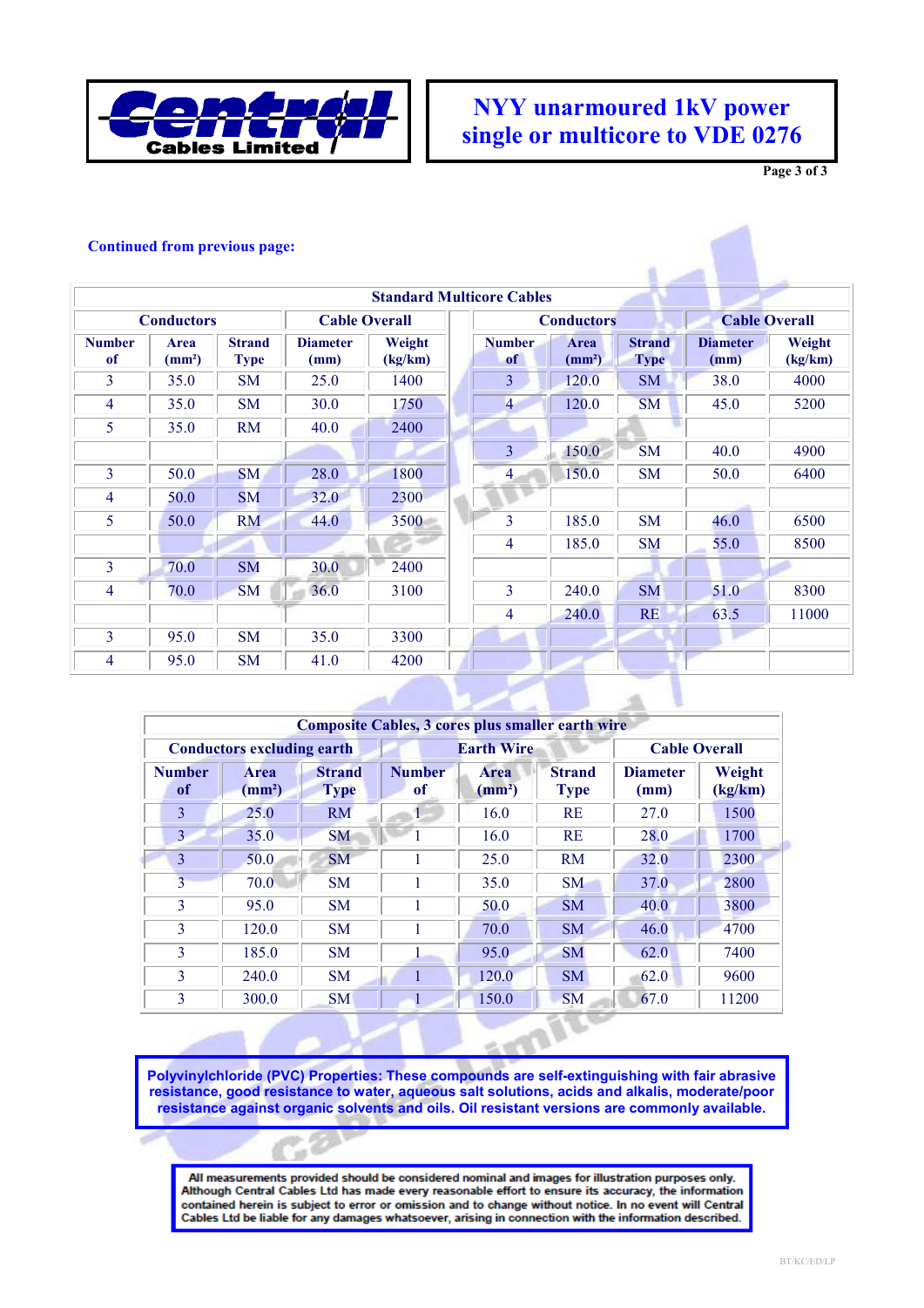# NYY unarmoured 1kV power single or multicore to VDE 0276

**Continued from previous page:**

| Standard Multicore Cables | | | | | | | | | |
|---|---|---|---|---|---|---|---|---|---|
| Conductors | | | Cable Overall | | Conductors | | | Cable Overall | |
| Number of | Area (mm²) | Strand Type | Diameter (mm) | Weight (kg/km) | Number of | Area (mm²) | Strand Type | Diameter (mm) | Weight (kg/km) |
| 3 | 35.0 | SM | 25.0 | 1400 | 3 | 120.0 | SM | 38.0 | 4000 |
| 4 | 35.0 | SM | 30.0 | 1750 | 4 | 120.0 | SM | 45.0 | 5200 |
| 5 | 35.0 | RM | 40.0 | 2400 | | | | | |
| | | | | | 3 | 150.0 | SM | 40.0 | 4900 |
| 3 | 50.0 | SM | 28.0 | 1800 | 4 | 150.0 | SM | 50.0 | 6400 |
| 4 | 50.0 | SM | 32.0 | 2300 | | | | | |
| 5 | 50.0 | RM | 44.0 | 3500 | 3 | 185.0 | SM | 46.0 | 6500 |
| | | | | | 4 | 185.0 | SM | 55.0 | 8500 |
| 3 | 70.0 | SM | 30.0 | 2400 | | | | | |
| 4 | 70.0 | SM | 36.0 | 3100 | 3 | 240.0 | SM | 51.0 | 8300 |
| | | | | | 4 | 240.0 | RE | 63.5 | 11000 |
| 3 | 95.0 | SM | 35.0 | 3300 | | | | | |
| 4 | 95.0 | SM | 41.0 | 4200 | | | | | |

| Composite Cables, 3 cores plus smaller earth wire | | | | | | | |
|---|---|---|---|---|---|---|---|
| Conductors excluding earth | | | Earth Wire | | | Cable Overall | |
| Number of | Area (mm²) | Strand Type | Number of | Area (mm²) | Strand Type | Diameter (mm) | Weight (kg/km) |
| 3 | 25.0 | RM | 1 | 16.0 | RE | 27.0 | 1500 |
| 3 | 35.0 | SM | 1 | 16.0 | RE | 28.0 | 1700 |
| 3 | 50.0 | SM | 1 | 25.0 | RM | 32.0 | 2300 |
| 3 | 70.0 | SM | 1 | 35.0 | SM | 37.0 | 2800 |
| 3 | 95.0 | SM | 1 | 50.0 | SM | 40.0 | 3800 |
| 3 | 120.0 | SM | 1 | 70.0 | SM | 46.0 | 4700 |
| 3 | 185.0 | SM | 1 | 95.0 | SM | 62.0 | 7400 |
| 3 | 240.0 | SM | 1 | 120.0 | SM | 62.0 | 9600 |
| 3 | 300.0 | SM | 1 | 150.0 | SM | 67.0 | 11200 |

**Polyvinylchloride (PVC) Properties: These compounds are self-extinguishing with fair abrasive resistance, good resistance to water, aqueous salt solutions, acids and alkalis, moderate/poor resistance against organic solvents and oils. Oil resistant versions are commonly available.**

All measurements provided should be considered nominal and images for illustration purposes only. Although Central Cables Ltd has made every reasonable effort to ensure its accuracy, the information contained herein is subject to error or omission and to change without notice. In no event will Central Cables Ltd be liable for any damages whatsoever, arising in connection with the information described.

BT/KC/ED/LP